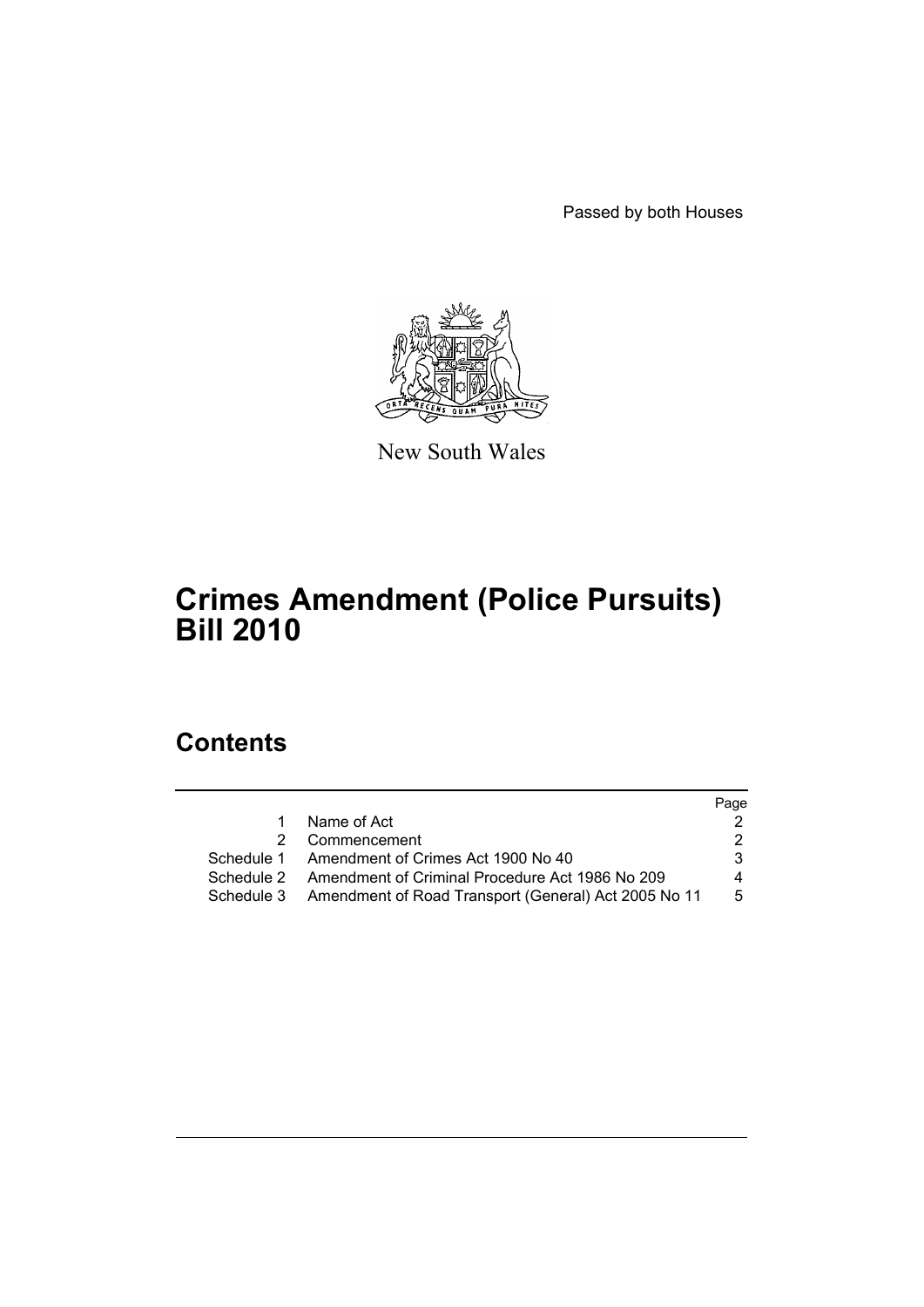Passed by both Houses

New South Wales

# Crimes Amendment (Police Pursuits) Bill 2010

## Contents

| | | Page |
|---|---|---|
| 1 | Name of Act | 2 |
| 2 | Commencement | 2 |
| Schedule 1 | Amendment of Crimes Act 1900 No 40 | 3 |
| Schedule 2 | Amendment of Criminal Procedure Act 1986 No 209 | 4 |
| Schedule 3 | Amendment of Road Transport (General) Act 2005 No 11 | 5 |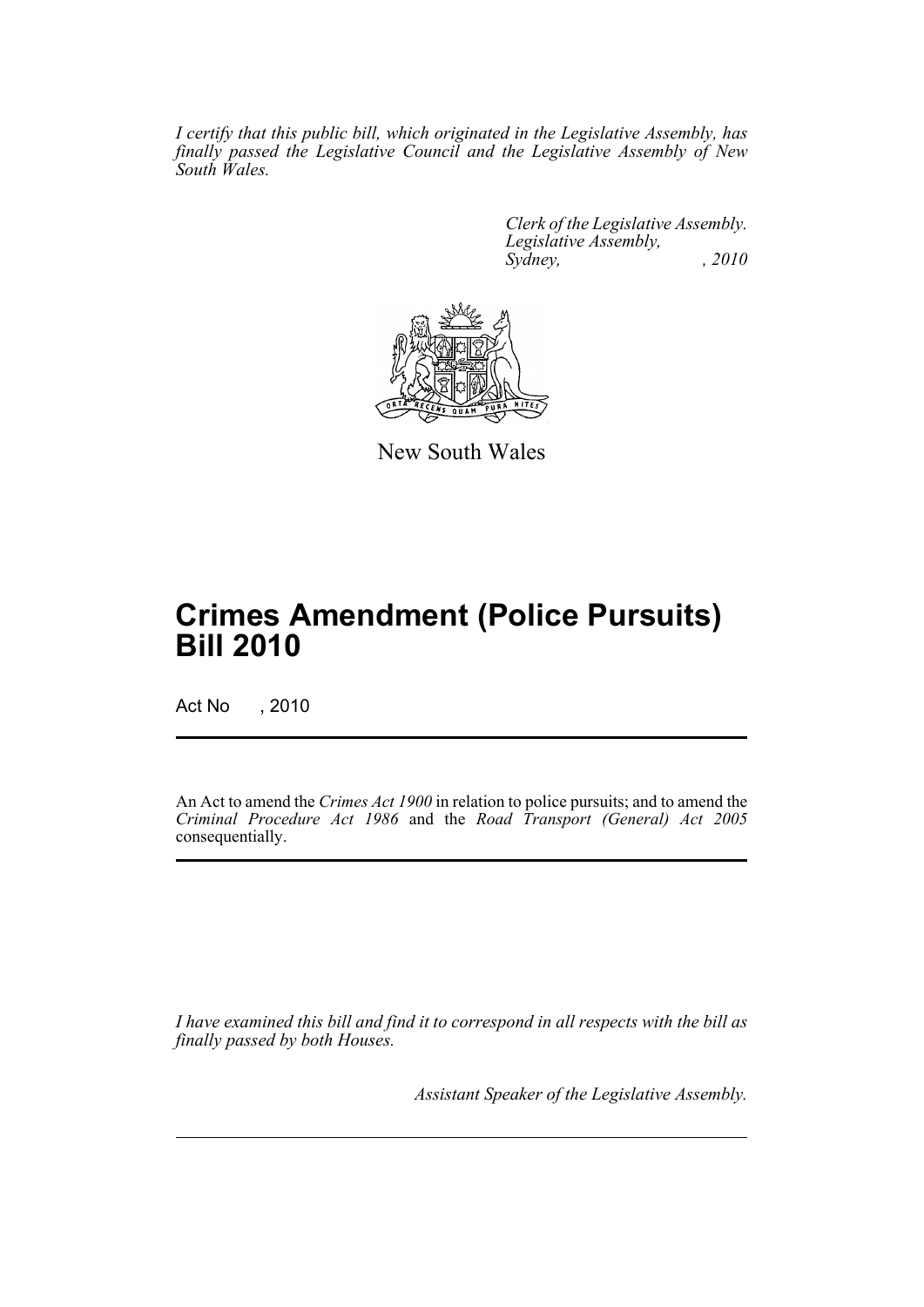*I certify that this public bill, which originated in the Legislative Assembly, has finally passed the Legislative Council and the Legislative Assembly of New South Wales.*

*Clerk of the Legislative Assembly.*
*Legislative Assembly,*
*Sydney, , 2010*

New South Wales

# Crimes Amendment (Police Pursuits) Bill 2010

Act No , 2010

An Act to amend the *Crimes Act 1900* in relation to police pursuits; and to amend the *Criminal Procedure Act 1986* and the *Road Transport (General) Act 2005* consequentially.

*I have examined this bill and find it to correspond in all respects with the bill as finally passed by both Houses.*

*Assistant Speaker of the Legislative Assembly.*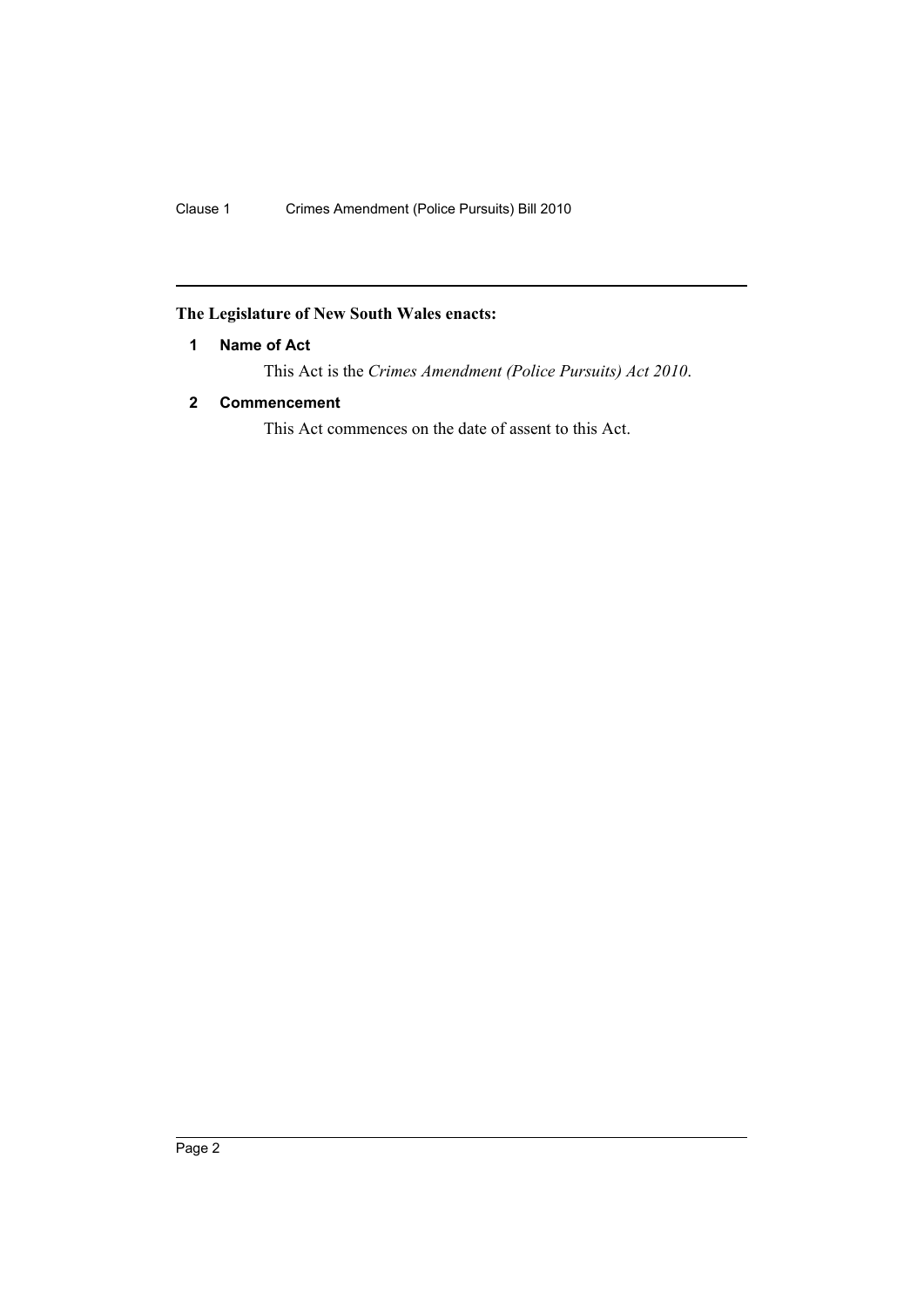**The Legislature of New South Wales enacts:**

### 1 Name of Act

This Act is the *Crimes Amendment (Police Pursuits) Act 2010*.

### 2 Commencement

This Act commences on the date of assent to this Act.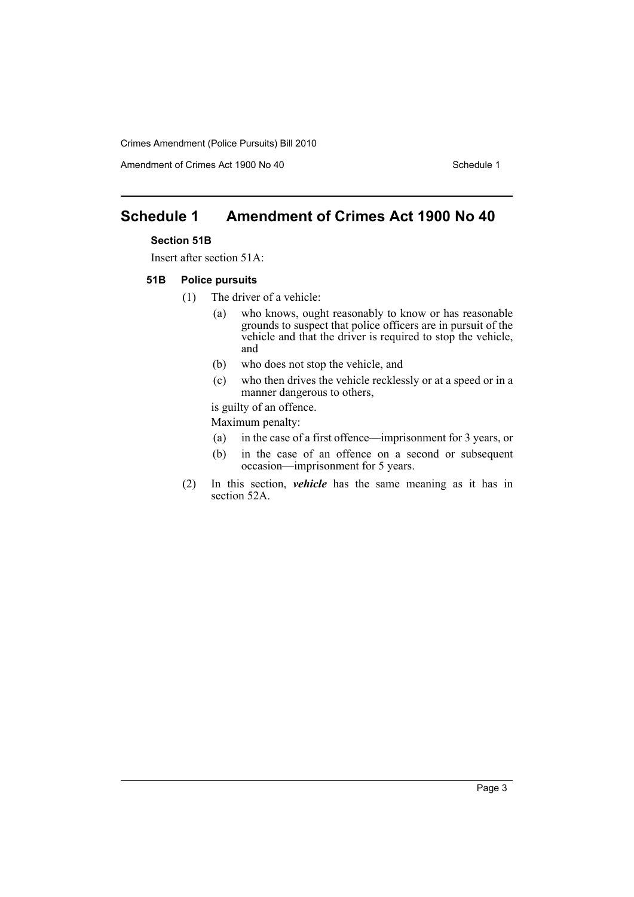# Schedule 1 Amendment of Crimes Act 1900 No 40

### Section 51B

Insert after section 51A:

#### 51B Police pursuits

(1) The driver of a vehicle:

- (a) who knows, ought reasonably to know or has reasonable grounds to suspect that police officers are in pursuit of the vehicle and that the driver is required to stop the vehicle, and
- (b) who does not stop the vehicle, and
- (c) who then drives the vehicle recklessly or at a speed or in a manner dangerous to others,

is guilty of an offence.

Maximum penalty:

- (a) in the case of a first offence—imprisonment for 3 years, or
- (b) in the case of an offence on a second or subsequent occasion—imprisonment for 5 years.

(2) In this section, ***vehicle*** has the same meaning as it has in section 52A.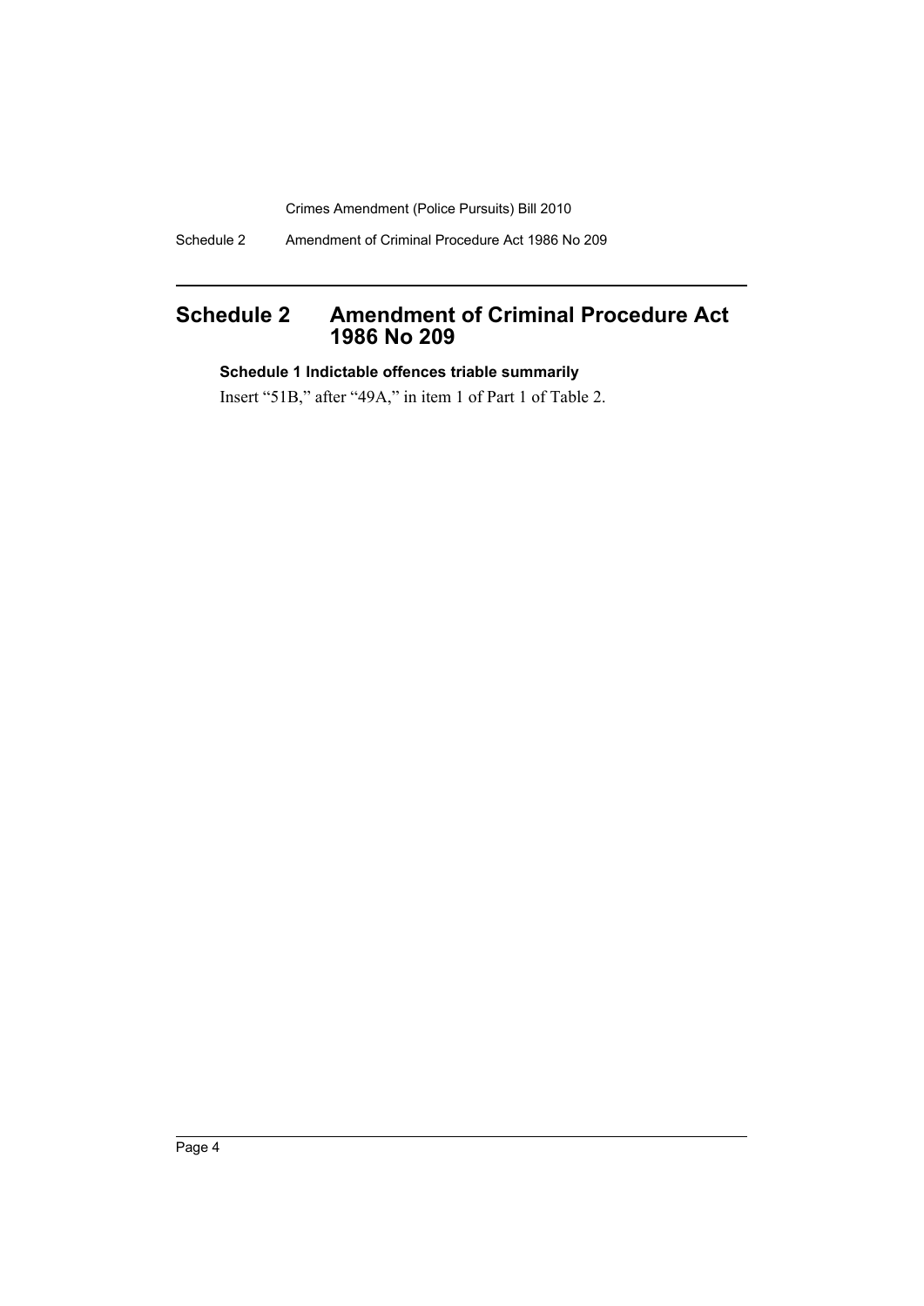# Schedule 2 Amendment of Criminal Procedure Act 1986 No 209

### Schedule 1 Indictable offences triable summarily

Insert "51B," after "49A," in item 1 of Part 1 of Table 2.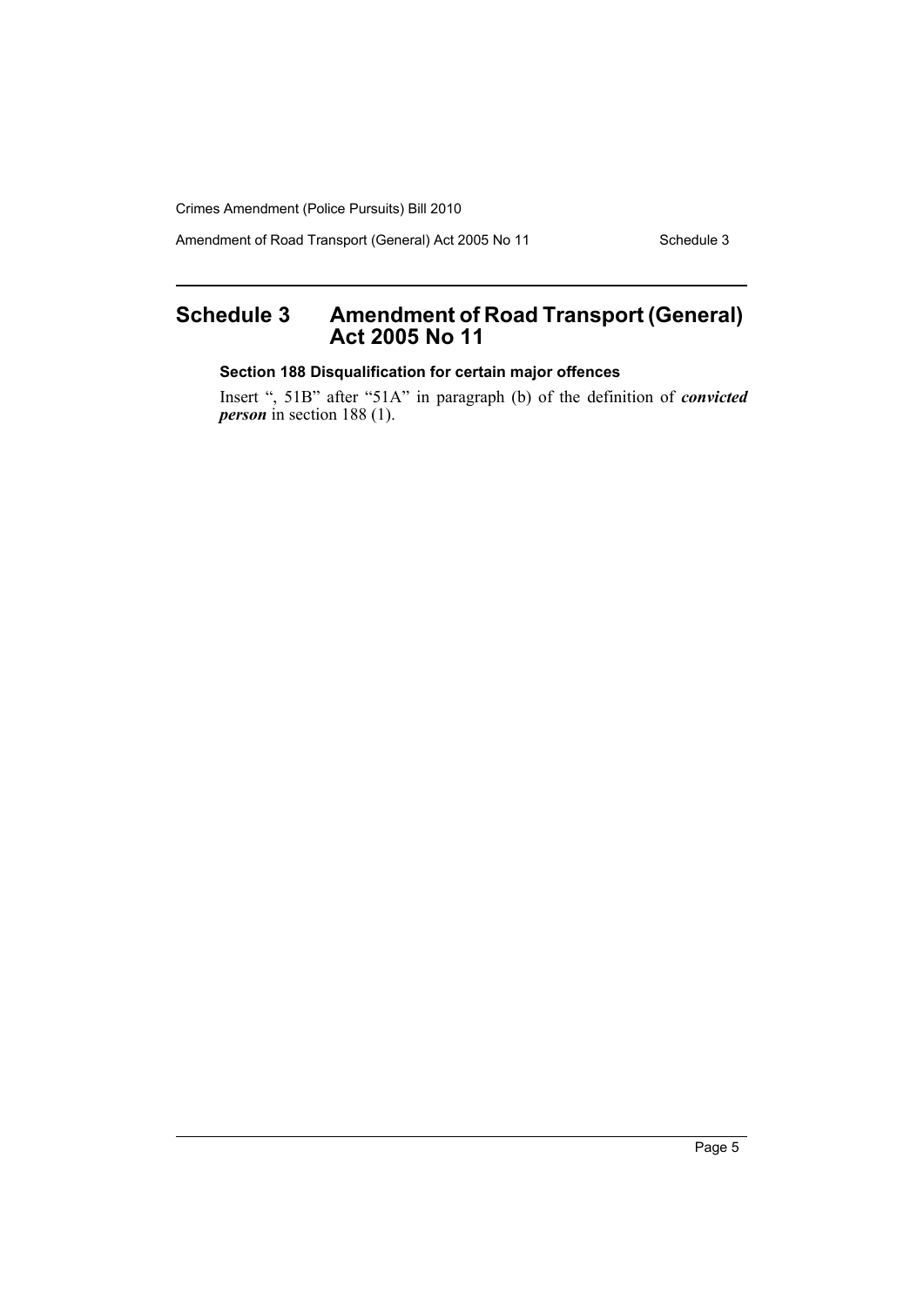# Schedule 3 Amendment of Road Transport (General) Act 2005 No 11

### Section 188 Disqualification for certain major offences

Insert ", 51B" after "51A" in paragraph (b) of the definition of ***convicted person*** in section 188 (1).